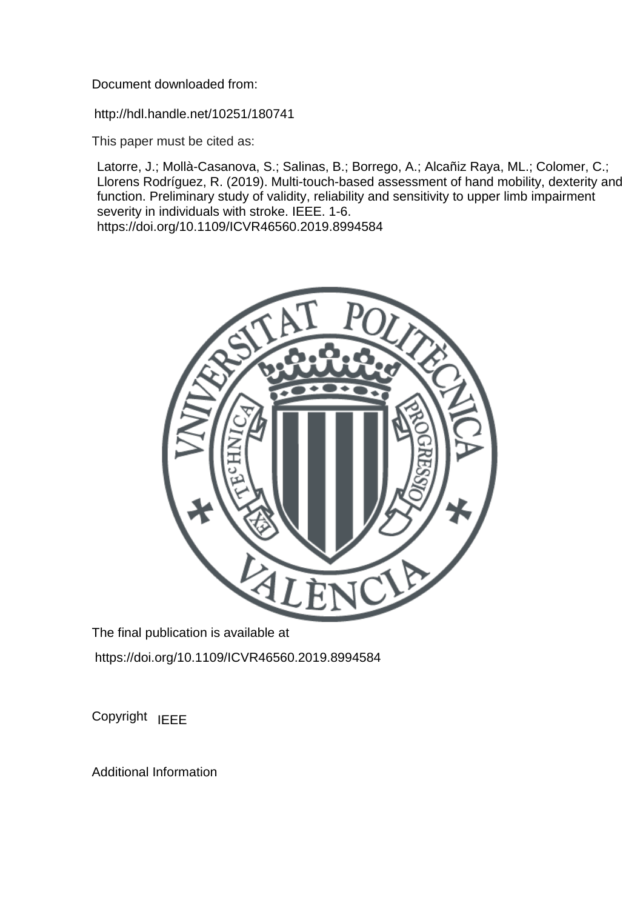Document downloaded from:

http://hdl.handle.net/10251/180741

This paper must be cited as:

Latorre, J.; Mollà-Casanova, S.; Salinas, B.; Borrego, A.; Alcañiz Raya, ML.; Colomer, C.; Llorens Rodríguez, R. (2019). Multi-touch-based assessment of hand mobility, dexterity and function. Preliminary study of validity, reliability and sensitivity to upper limb impairment severity in individuals with stroke. IEEE. 1-6.
https://doi.org/10.1109/ICVR46560.2019.8994584

The final publication is available at

https://doi.org/10.1109/ICVR46560.2019.8994584

Copyright IEEE

Additional Information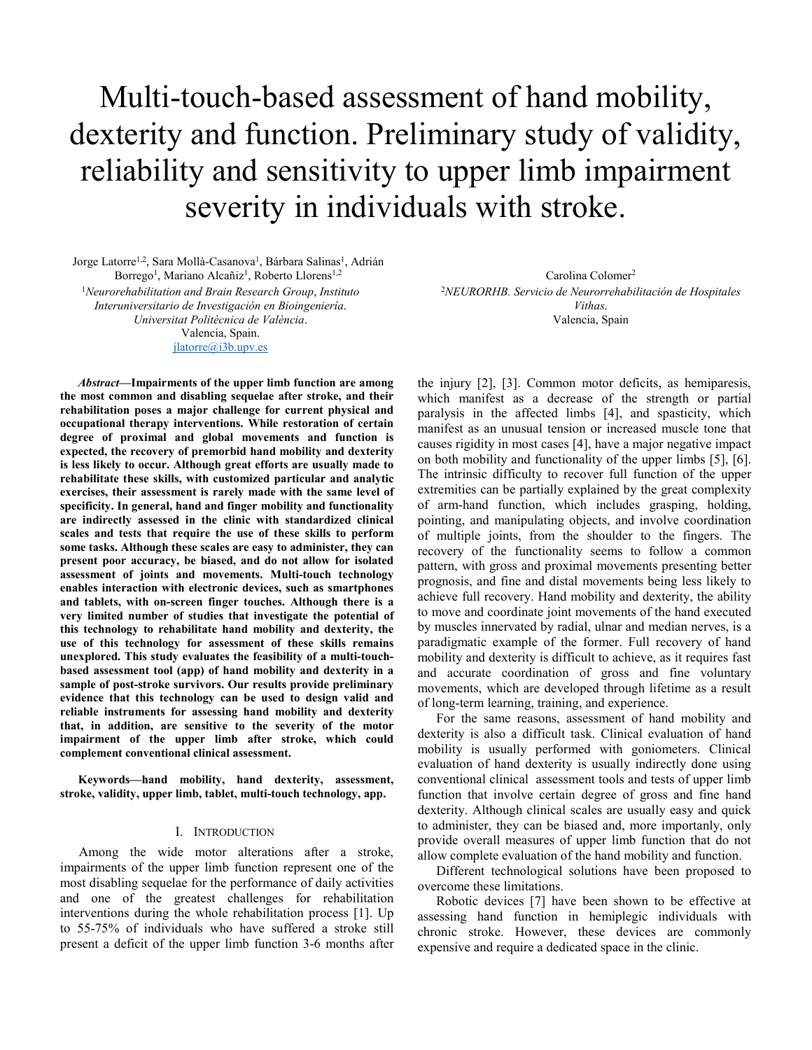# Multi-touch-based assessment of hand mobility, dexterity and function. Preliminary study of validity, reliability and sensitivity to upper limb impairment severity in individuals with stroke.

Jorge Latorre[1,2], Sara Mollà-Casanova[1], Bárbara Salinas[1], Adrián Borrego[1], Mariano Alcañiz[1], Roberto Llorens[1,2]

[1]*Neurorehabilitation and Brain Research Group*, *Instituto Interuniversitario de Investigación en Bioingeniería*. *Universitat Politècnica de València*. Valencia, Spain. jlatorre@i3b.upv.es

Carolina Colomer[2]

[2]*NEURORHB. Servicio de Neurorrehabilitación de Hospitales Vithas*. Valencia, Spain

***Abstract*—Impairments of the upper limb function are among the most common and disabling sequelae after stroke, and their rehabilitation poses a major challenge for current physical and occupational therapy interventions. While restoration of certain degree of proximal and global movements and function is expected, the recovery of premorbid hand mobility and dexterity is less likely to occur. Although great efforts are usually made to rehabilitate these skills, with customized particular and analytic exercises, their assessment is rarely made with the same level of specificity. In general, hand and finger mobility and functionality are indirectly assessed in the clinic with standardized clinical scales and tests that require the use of these skills to perform some tasks. Although these scales are easy to administer, they can present poor accuracy, be biased, and do not allow for isolated assessment of joints and movements. Multi-touch technology enables interaction with electronic devices, such as smartphones and tablets, with on-screen finger touches. Although there is a very limited number of studies that investigate the potential of this technology to rehabilitate hand mobility and dexterity, the use of this technology for assessment of these skills remains unexplored. This study evaluates the feasibility of a multi-touch-based assessment tool (app) of hand mobility and dexterity in a sample of post-stroke survivors. Our results provide preliminary evidence that this technology can be used to design valid and reliable instruments for assessing hand mobility and dexterity that, in addition, are sensitive to the severity of the motor impairment of the upper limb after stroke, which could complement conventional clinical assessment.**

**Keywords—hand mobility, hand dexterity, assessment, stroke, validity, upper limb, tablet, multi-touch technology, app.**

## I. Introduction

Among the wide motor alterations after a stroke, impairments of the upper limb function represent one of the most disabling sequelae for the performance of daily activities and one of the greatest challenges for rehabilitation interventions during the whole rehabilitation process [1]. Up to 55-75% of individuals who have suffered a stroke still present a deficit of the upper limb function 3-6 months after the injury [2], [3]. Common motor deficits, as hemiparesis, which manifest as a decrease of the strength or partial paralysis in the affected limbs [4], and spasticity, which manifest as an unusual tension or increased muscle tone that causes rigidity in most cases [4], have a major negative impact on both mobility and functionality of the upper limbs [5], [6]. The intrinsic difficulty to recover full function of the upper extremities can be partially explained by the great complexity of arm-hand function, which includes grasping, holding, pointing, and manipulating objects, and involve coordination of multiple joints, from the shoulder to the fingers. The recovery of the functionality seems to follow a common pattern, with gross and proximal movements presenting better prognosis, and fine and distal movements being less likely to achieve full recovery. Hand mobility and dexterity, the ability to move and coordinate joint movements of the hand executed by muscles innervated by radial, ulnar and median nerves, is a paradigmatic example of the former. Full recovery of hand mobility and dexterity is difficult to achieve, as it requires fast and accurate coordination of gross and fine voluntary movements, which are developed through lifetime as a result of long-term learning, training, and experience.

For the same reasons, assessment of hand mobility and dexterity is also a difficult task. Clinical evaluation of hand mobility is usually performed with goniometers. Clinical evaluation of hand dexterity is usually indirectly done using conventional clinical assessment tools and tests of upper limb function that involve certain degree of gross and fine hand dexterity. Although clinical scales are usually easy and quick to administer, they can be biased and, more importantly, only provide overall measures of upper limb function that do not allow complete evaluation of the hand mobility and function.

Different technological solutions have been proposed to overcome these limitations.

Robotic devices [7] have been shown to be effective at assessing hand function in hemiplegic individuals with chronic stroke. However, these devices are commonly expensive and require a dedicated space in the clinic.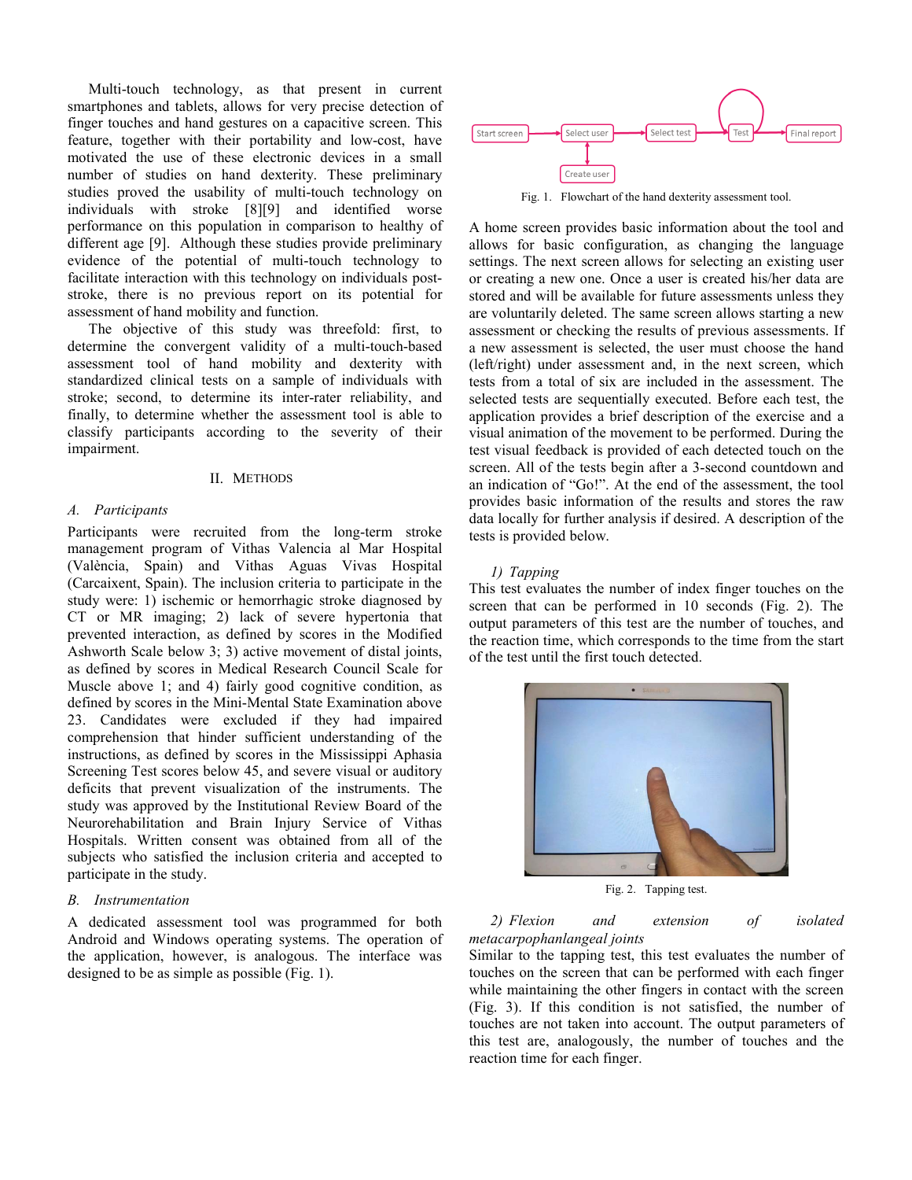Multi-touch technology, as that present in current smartphones and tablets, allows for very precise detection of finger touches and hand gestures on a capacitive screen. This feature, together with their portability and low-cost, have motivated the use of these electronic devices in a small number of studies on hand dexterity. These preliminary studies proved the usability of multi-touch technology on individuals with stroke [8][9] and identified worse performance on this population in comparison to healthy of different age [9]. Although these studies provide preliminary evidence of the potential of multi-touch technology to facilitate interaction with this technology on individuals post-stroke, there is no previous report on its potential for assessment of hand mobility and function.

The objective of this study was threefold: first, to determine the convergent validity of a multi-touch-based assessment tool of hand mobility and dexterity with standardized clinical tests on a sample of individuals with stroke; second, to determine its inter-rater reliability, and finally, to determine whether the assessment tool is able to classify participants according to the severity of their impairment.

## II. Methods

### A. Participants

Participants were recruited from the long-term stroke management program of Vithas Valencia al Mar Hospital (València, Spain) and Vithas Aguas Vivas Hospital (Carcaixent, Spain). The inclusion criteria to participate in the study were: 1) ischemic or hemorrhagic stroke diagnosed by CT or MR imaging; 2) lack of severe hypertonia that prevented interaction, as defined by scores in the Modified Ashworth Scale below 3; 3) active movement of distal joints, as defined by scores in Medical Research Council Scale for Muscle above 1; and 4) fairly good cognitive condition, as defined by scores in the Mini-Mental State Examination above 23. Candidates were excluded if they had impaired comprehension that hinder sufficient understanding of the instructions, as defined by scores in the Mississippi Aphasia Screening Test scores below 45, and severe visual or auditory deficits that prevent visualization of the instruments. The study was approved by the Institutional Review Board of the Neurorehabilitation and Brain Injury Service of Vithas Hospitals. Written consent was obtained from all of the subjects who satisfied the inclusion criteria and accepted to participate in the study.

### B. Instrumentation

A dedicated assessment tool was programmed for both Android and Windows operating systems. The operation of the application, however, is analogous. The interface was designed to be as simple as possible (Fig. 1).

Start screen → Select user → Select test → Test → Final report; Create user

Fig. 1. Flowchart of the hand dexterity assessment tool.

A home screen provides basic information about the tool and allows for basic configuration, as changing the language settings. The next screen allows for selecting an existing user or creating a new one. Once a user is created his/her data are stored and will be available for future assessments unless they are voluntarily deleted. The same screen allows starting a new assessment or checking the results of previous assessments. If a new assessment is selected, the user must choose the hand (left/right) under assessment and, in the next screen, which tests from a total of six are included in the assessment. The selected tests are sequentially executed. Before each test, the application provides a brief description of the exercise and a visual animation of the movement to be performed. During the test visual feedback is provided of each detected touch on the screen. All of the tests begin after a 3-second countdown and an indication of "Go!". At the end of the assessment, the tool provides basic information of the results and stores the raw data locally for further analysis if desired. A description of the tests is provided below.

#### 1) Tapping

This test evaluates the number of index finger touches on the screen that can be performed in 10 seconds (Fig. 2). The output parameters of this test are the number of touches, and the reaction time, which corresponds to the time from the start of the test until the first touch detected.

Fig. 2. Tapping test.

#### 2) Flexion and extension of isolated metacarpophanlangeal joints

Similar to the tapping test, this test evaluates the number of touches on the screen that can be performed with each finger while maintaining the other fingers in contact with the screen (Fig. 3). If this condition is not satisfied, the number of touches are not taken into account. The output parameters of this test are, analogously, the number of touches and the reaction time for each finger.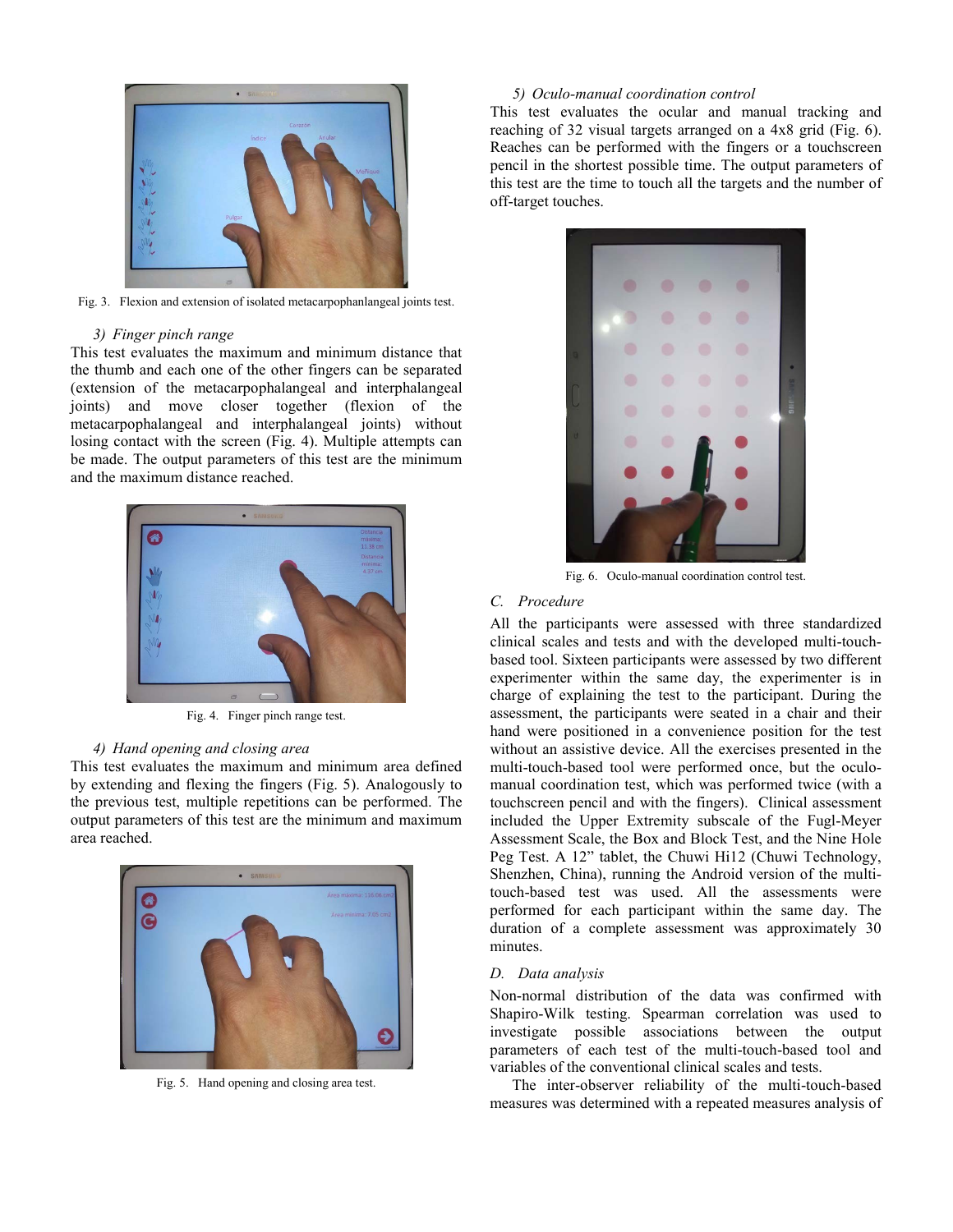Fig. 3. Flexion and extension of isolated metacarpophanlangeal joints test.

### 3) Finger pinch range

This test evaluates the maximum and minimum distance that the thumb and each one of the other fingers can be separated (extension of the metacarpophalangeal and interphalangeal joints) and move closer together (flexion of the metacarpophalangeal and interphalangeal joints) without losing contact with the screen (Fig. 4). Multiple attempts can be made. The output parameters of this test are the minimum and the maximum distance reached.

Fig. 4. Finger pinch range test.

### 4) Hand opening and closing area

This test evaluates the maximum and minimum area defined by extending and flexing the fingers (Fig. 5). Analogously to the previous test, multiple repetitions can be performed. The output parameters of this test are the minimum and maximum area reached.

Fig. 5. Hand opening and closing area test.

### 5) Oculo-manual coordination control

This test evaluates the ocular and manual tracking and reaching of 32 visual targets arranged on a 4x8 grid (Fig. 6). Reaches can be performed with the fingers or a touchscreen pencil in the shortest possible time. The output parameters of this test are the time to touch all the targets and the number of off-target touches.

Fig. 6. Oculo-manual coordination control test.

## C. Procedure

All the participants were assessed with three standardized clinical scales and tests and with the developed multi-touch-based tool. Sixteen participants were assessed by two different experimenter within the same day, the experimenter is in charge of explaining the test to the participant. During the assessment, the participants were seated in a chair and their hand were positioned in a convenience position for the test without an assistive device. All the exercises presented in the multi-touch-based tool were performed once, but the oculo-manual coordination test, which was performed twice (with a touchscreen pencil and with the fingers). Clinical assessment included the Upper Extremity subscale of the Fugl-Meyer Assessment Scale, the Box and Block Test, and the Nine Hole Peg Test. A 12" tablet, the Chuwi Hi12 (Chuwi Technology, Shenzhen, China), running the Android version of the multi-touch-based test was used. All the assessments were performed for each participant within the same day. The duration of a complete assessment was approximately 30 minutes.

## D. Data analysis

Non-normal distribution of the data was confirmed with Shapiro-Wilk testing. Spearman correlation was used to investigate possible associations between the output parameters of each test of the multi-touch-based tool and variables of the conventional clinical scales and tests.

The inter-observer reliability of the multi-touch-based measures was determined with a repeated measures analysis of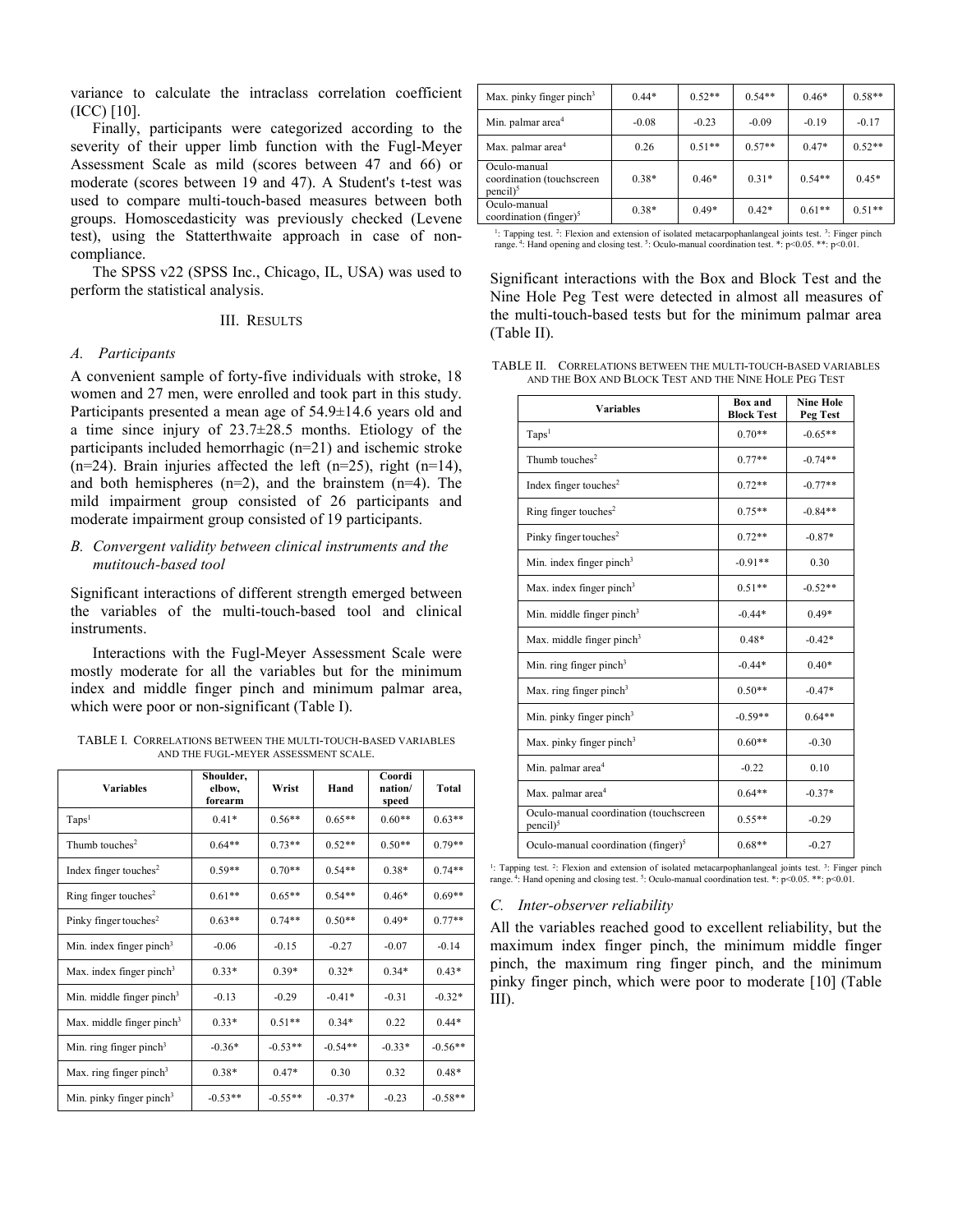variance to calculate the intraclass correlation coefficient (ICC) [10].

Finally, participants were categorized according to the severity of their upper limb function with the Fugl-Meyer Assessment Scale as mild (scores between 47 and 66) or moderate (scores between 19 and 47). A Student's t-test was used to compare multi-touch-based measures between both groups. Homoscedasticity was previously checked (Levene test), using the Statterthwaite approach in case of non-compliance.

The SPSS v22 (SPSS Inc., Chicago, IL, USA) was used to perform the statistical analysis.

## III. Results

### A. Participants

A convenient sample of forty-five individuals with stroke, 18 women and 27 men, were enrolled and took part in this study. Participants presented a mean age of 54.9±14.6 years old and a time since injury of 23.7±28.5 months. Etiology of the participants included hemorrhagic (n=21) and ischemic stroke (n=24). Brain injuries affected the left (n=25), right (n=14), and both hemispheres (n=2), and the brainstem (n=4). The mild impairment group consisted of 26 participants and moderate impairment group consisted of 19 participants.

### B. Convergent validity between clinical instruments and the mutitouch-based tool

Significant interactions of different strength emerged between the variables of the multi-touch-based tool and clinical instruments.

Interactions with the Fugl-Meyer Assessment Scale were mostly moderate for all the variables but for the minimum index and middle finger pinch and minimum palmar area, which were poor or non-significant (Table I).

TABLE I. Correlations between the multi-touch-based variables and the Fugl-Meyer Assessment Scale.

| Variables | Shoulder, elbow, forearm | Wrist | Hand | Coordination/ speed | Total |
|---|---|---|---|---|---|
| Taps[1] | 0.41* | 0.56** | 0.65** | 0.60** | 0.63** |
| Thumb touches[2] | 0.64** | 0.73** | 0.52** | 0.50** | 0.79** |
| Index finger touches[2] | 0.59** | 0.70** | 0.54** | 0.38* | 0.74** |
| Ring finger touches[2] | 0.61** | 0.65** | 0.54** | 0.46* | 0.69** |
| Pinky finger touches[2] | 0.63** | 0.74** | 0.50** | 0.49* | 0.77** |
| Min. index finger pinch[3] | -0.06 | -0.15 | -0.27 | -0.07 | -0.14 |
| Max. index finger pinch[3] | 0.33* | 0.39* | 0.32* | 0.34* | 0.43* |
| Min. middle finger pinch[3] | -0.13 | -0.29 | -0.41* | -0.31 | -0.32* |
| Max. middle finger pinch[3] | 0.33* | 0.51** | 0.34* | 0.22 | 0.44* |
| Min. ring finger pinch[3] | -0.36* | -0.53** | -0.54** | -0.33* | -0.56** |
| Max. ring finger pinch[3] | 0.38* | 0.47* | 0.30 | 0.32 | 0.48* |
| Min. pinky finger pinch[3] | -0.53** | -0.55** | -0.37* | -0.23 | -0.58** |
| Max. pinky finger pinch[3] | 0.44* | 0.52** | 0.54** | 0.46* | 0.58** |
| Min. palmar area[4] | -0.08 | -0.23 | -0.09 | -0.19 | -0.17 |
| Max. palmar area[4] | 0.26 | 0.51** | 0.57** | 0.47* | 0.52** |
| Oculo-manual coordination (touchscreen pencil)[5] | 0.38* | 0.46* | 0.31* | 0.54** | 0.45* |
| Oculo-manual coordination (finger)[5] | 0.38* | 0.49* | 0.42* | 0.61** | 0.51** |

[1]: Tapping test. [2]: Flexion and extension of isolated metacarpophanlangeal joints test. [3]: Finger pinch range. [4]: Hand opening and closing test. [5]: Oculo-manual coordination test. *: $p<0.05$. **: $p<0.01$.

Significant interactions with the Box and Block Test and the Nine Hole Peg Test were detected in almost all measures of the multi-touch-based tests but for the minimum palmar area (Table II).

TABLE II. Correlations between the multi-touch-based variables and the Box and Block Test and the Nine Hole Peg Test

| Variables | Box and Block Test | Nine Hole Peg Test |
|---|---|---|
| Taps[1] | 0.70** | -0.65** |
| Thumb touches[2] | 0.77** | -0.74** |
| Index finger touches[2] | 0.72** | -0.77** |
| Ring finger touches[2] | 0.75** | -0.84** |
| Pinky finger touches[2] | 0.72** | -0.87* |
| Min. index finger pinch[3] | -0.91** | 0.30 |
| Max. index finger pinch[3] | 0.51** | -0.52** |
| Min. middle finger pinch[3] | -0.44* | 0.49* |
| Max. middle finger pinch[3] | 0.48* | -0.42* |
| Min. ring finger pinch[3] | -0.44* | 0.40* |
| Max. ring finger pinch[3] | 0.50** | -0.47* |
| Min. pinky finger pinch[3] | -0.59** | 0.64** |
| Max. pinky finger pinch[3] | 0.60** | -0.30 |
| Min. palmar area[4] | -0.22 | 0.10 |
| Max. palmar area[4] | 0.64** | -0.37* |
| Oculo-manual coordination (touchscreen pencil)[5] | 0.55** | -0.29 |
| Oculo-manual coordination (finger)[5] | 0.68** | -0.27 |

[1]: Tapping test. [2]: Flexion and extension of isolated metacarpophanlangeal joints test. [3]: Finger pinch range. [4]: Hand opening and closing test. [5]: Oculo-manual coordination test. *: $p<0.05$. **: $p<0.01$.

### C. Inter-observer reliability

All the variables reached good to excellent reliability, but the maximum index finger pinch, the minimum middle finger pinch, the maximum ring finger pinch, and the minimum pinky finger pinch, which were poor to moderate [10] (Table III).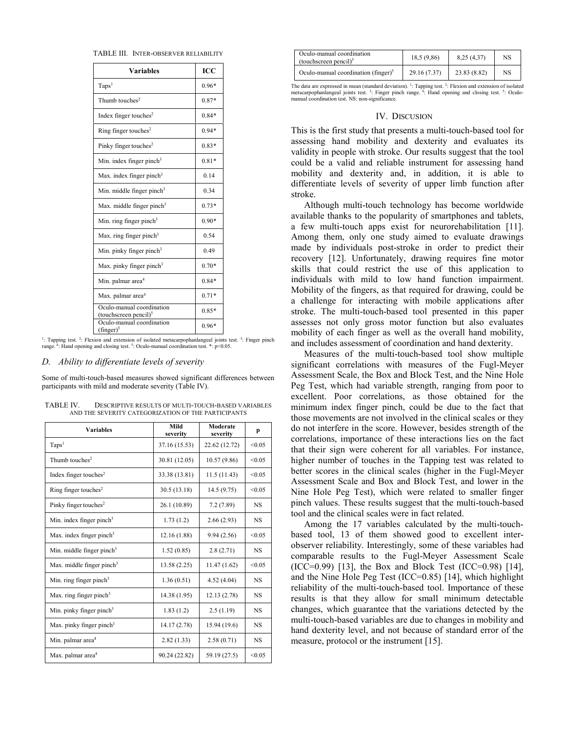TABLE III. INTER-OBSERVER RELIABILITY

| Variables | ICC |
|---|---|
| Taps[1] | 0.96* |
| Thumb touches[2] | 0.87* |
| Index finger touches[2] | 0.84* |
| Ring finger touches[2] | 0.94* |
| Pinky finger touches[2] | 0.83* |
| Min. index finger pinch[3] | 0.81* |
| Max. index finger pinch[3] | 0.14 |
| Min. middle finger pinch[3] | 0.34 |
| Max. middle finger pinch[3] | 0.73* |
| Min. ring finger pinch[3] | 0.90* |
| Max. ring finger pinch[3] | 0.54 |
| Min. pinky finger pinch[3] | 0.49 |
| Max. pinky finger pinch[3] | 0.70* |
| Min. palmar area[4] | 0.84* |
| Max. palmar area[4] | 0.71* |
| Oculo-manual coordination (touchscreen pencil)[5] | 0.85* |
| Oculo-manual coordination (finger)[5] | 0.96* |

[1]: Tapping test. [2]: Flexion and extension of isolated metacarpophanlangeal joints test. [3]: Finger pinch range. [4]: Hand opening and closing test. [5]: Oculo-manual coordination test. *: $p<0.05$.

### D. Ability to differentiate levels of severity

Some of multi-touch-based measures showed significant differences between participants with mild and moderate severity (Table IV).

TABLE IV. DESCRIPTIVE RESULTS OF MULTI-TOUCH-BASED VARIABLES AND THE SEVERITY CATEGORIZATION OF THE PARTICIPANTS

| Variables | Mild severity | Moderate severity | p |
|---|---|---|---|
| Taps[1] | 37.16 (15.53) | 22.62 (12.72) | <0.05 |
| Thumb touches[2] | 30.81 (12.05) | 10.57 (9.86) | <0.05 |
| Index finger touches[2] | 33.38 (13.81) | 11.5 (11.43) | <0.05 |
| Ring finger touches[2] | 30.5 (13.18) | 14.5 (9.75) | <0.05 |
| Pinky finger touches[2] | 26.1 (10.89) | 7.2 (7.89) | NS |
| Min. index finger pinch[3] | 1.73 (1.2) | 2.66 (2.93) | NS |
| Max. index finger pinch[3] | 12.16 (1.88) | 9.94 (2.56) | <0.05 |
| Min. middle finger pinch[3] | 1.52 (0.85) | 2.8 (2.71) | NS |
| Max. middle finger pinch[3] | 13.58 (2.25) | 11.47 (1.62) | <0.05 |
| Min. ring finger pinch[3] | 1.36 (0.51) | 4.52 (4.04) | NS |
| Max. ring finger pinch[3] | 14.38 (1.95) | 12.13 (2.78) | NS |
| Min. pinky finger pinch[3] | 1.83 (1.2) | 2.5 (1.19) | NS |
| Max. pinky finger pinch[3] | 14.17 (2.78) | 15.94 (19.6) | NS |
| Min. palmar area[4] | 2.82 (1.33) | 2.58 (0.71) | NS |
| Max. palmar area[4] | 90.24 (22.82) | 59.19 (27.5) | <0.05 |
| Oculo-manual coordination (touchscreen pencil)[5] | 18,5 (9,86) | 8,25 (4,37) | NS |
| Oculo-manual coordination (finger)[5] | 29.16 (7.37) | 23.83 (8.82) | NS |

The data are expressed in mean (standard deviation). [1]: Tapping test. [2]: Flexion and extension of isolated metacarpophanlangeal joints test. [3]: Finger pinch range. [4]: Hand opening and closing test. [5]: Oculo-manual coordination test. NS: non-significance.

## IV. DISCUSION

This is the first study that presents a multi-touch-based tool for assessing hand mobility and dexterity and evaluates its validity in people with stroke. Our results suggest that the tool could be a valid and reliable instrument for assessing hand mobility and dexterity and, in addition, it is able to differentiate levels of severity of upper limb function after stroke.

Although multi-touch technology has become worldwide available thanks to the popularity of smartphones and tablets, a few multi-touch apps exist for neurorehabilitation [11]. Among them, only one study aimed to evaluate drawings made by individuals post-stroke in order to predict their recovery [12]. Unfortunately, drawing requires fine motor skills that could restrict the use of this application to individuals with mild to low hand function impairment. Mobility of the fingers, as that required for drawing, could be a challenge for interacting with mobile applications after stroke. The multi-touch-based tool presented in this paper assesses not only gross motor function but also evaluates mobility of each finger as well as the overall hand mobility, and includes assessment of coordination and hand dexterity.

Measures of the multi-touch-based tool show multiple significant correlations with measures of the Fugl-Meyer Assessment Scale, the Box and Block Test, and the Nine Hole Peg Test, which had variable strength, ranging from poor to excellent. Poor correlations, as those obtained for the minimum index finger pinch, could be due to the fact that those movements are not involved in the clinical scales or they do not interfere in the score. However, besides strength of the correlations, importance of these interactions lies on the fact that their sign were coherent for all variables. For instance, higher number of touches in the Tapping test was related to better scores in the clinical scales (higher in the Fugl-Meyer Assessment Scale and Box and Block Test, and lower in the Nine Hole Peg Test), which were related to smaller finger pinch values. These results suggest that the multi-touch-based tool and the clinical scales were in fact related.

Among the 17 variables calculated by the multi-touch-based tool, 13 of them showed good to excellent inter-observer reliability. Interestingly, some of these variables had comparable results to the Fugl-Meyer Assessment Scale (ICC=0.99) [13], the Box and Block Test (ICC=0.98) [14], and the Nine Hole Peg Test (ICC=0.85) [14], which highlight reliability of the multi-touch-based tool. Importance of these results is that they allow for small minimum detectable changes, which guarantee that the variations detected by the multi-touch-based variables are due to changes in mobility and hand dexterity level, and not because of standard error of the measure, protocol or the instrument [15].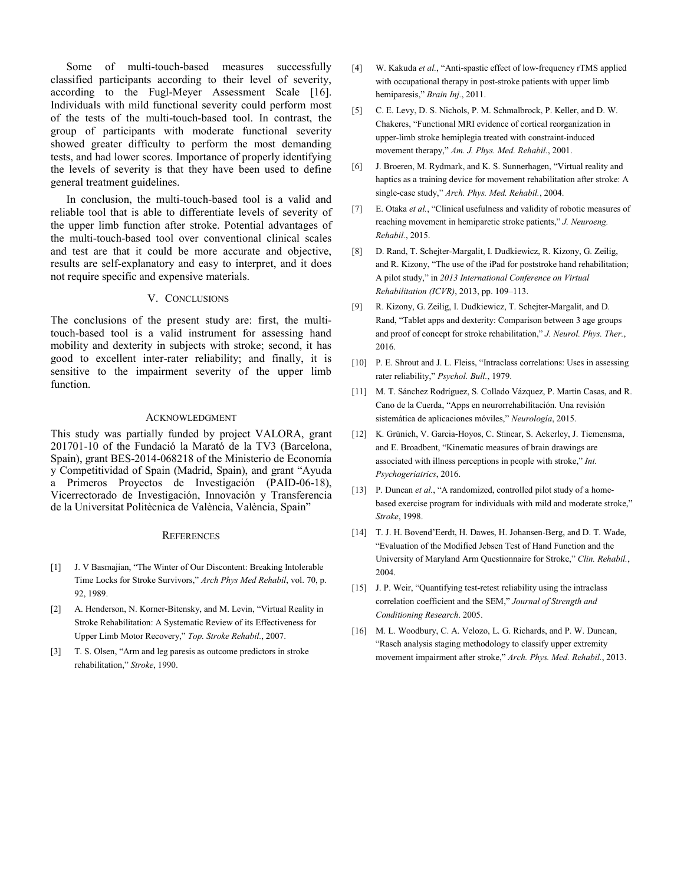Some of multi-touch-based measures successfully classified participants according to their level of severity, according to the Fugl-Meyer Assessment Scale [16]. Individuals with mild functional severity could perform most of the tests of the multi-touch-based tool. In contrast, the group of participants with moderate functional severity showed greater difficulty to perform the most demanding tests, and had lower scores. Importance of properly identifying the levels of severity is that they have been used to define general treatment guidelines.

In conclusion, the multi-touch-based tool is a valid and reliable tool that is able to differentiate levels of severity of the upper limb function after stroke. Potential advantages of the multi-touch-based tool over conventional clinical scales and test are that it could be more accurate and objective, results are self-explanatory and easy to interpret, and it does not require specific and expensive materials.

## V. Conclusions

The conclusions of the present study are: first, the multi-touch-based tool is a valid instrument for assessing hand mobility and dexterity in subjects with stroke; second, it has good to excellent inter-rater reliability; and finally, it is sensitive to the impairment severity of the upper limb function.

## Acknowledgment

This study was partially funded by project VALORA, grant 201701-10 of the Fundació la Marató de la TV3 (Barcelona, Spain), grant BES-2014-068218 of the Ministerio de Economía y Competitividad of Spain (Madrid, Spain), and grant "Ayuda a Primeros Proyectos de Investigación (PAID-06-18), Vicerrectorado de Investigación, Innovación y Transferencia de la Universitat Politècnica de València, València, Spain"

## References

[1] J. V Basmajian, "The Winter of Our Discontent: Breaking Intolerable Time Locks for Stroke Survivors," *Arch Phys Med Rehabil*, vol. 70, p. 92, 1989.

[2] A. Henderson, N. Korner-Bitensky, and M. Levin, "Virtual Reality in Stroke Rehabilitation: A Systematic Review of its Effectiveness for Upper Limb Motor Recovery," *Top. Stroke Rehabil.*, 2007.

[3] T. S. Olsen, "Arm and leg paresis as outcome predictors in stroke rehabilitation," *Stroke*, 1990.

[4] W. Kakuda *et al.*, "Anti-spastic effect of low-frequency rTMS applied with occupational therapy in post-stroke patients with upper limb hemiparesis," *Brain Inj.*, 2011.

[5] C. E. Levy, D. S. Nichols, P. M. Schmalbrock, P. Keller, and D. W. Chakeres, "Functional MRI evidence of cortical reorganization in upper-limb stroke hemiplegia treated with constraint-induced movement therapy," *Am. J. Phys. Med. Rehabil.*, 2001.

[6] J. Broeren, M. Rydmark, and K. S. Sunnerhagen, "Virtual reality and haptics as a training device for movement rehabilitation after stroke: A single-case study," *Arch. Phys. Med. Rehabil.*, 2004.

[7] E. Otaka *et al.*, "Clinical usefulness and validity of robotic measures of reaching movement in hemiparetic stroke patients," *J. Neuroeng. Rehabil.*, 2015.

[8] D. Rand, T. Schejter-Margalit, I. Dudkiewicz, R. Kizony, G. Zeilig, and R. Kizony, "The use of the iPad for poststroke hand rehabilitation; A pilot study," in *2013 International Conference on Virtual Rehabilitation (ICVR)*, 2013, pp. 109–113.

[9] R. Kizony, G. Zeilig, I. Dudkiewicz, T. Schejter-Margalit, and D. Rand, "Tablet apps and dexterity: Comparison between 3 age groups and proof of concept for stroke rehabilitation," *J. Neurol. Phys. Ther.*, 2016.

[10] P. E. Shrout and J. L. Fleiss, "Intraclass correlations: Uses in assessing rater reliability," *Psychol. Bull.*, 1979.

[11] M. T. Sánchez Rodríguez, S. Collado Vázquez, P. Martín Casas, and R. Cano de la Cuerda, "Apps en neurorrehabilitación. Una revisión sistemática de aplicaciones móviles," *Neurología*, 2015.

[12] K. Grünich, V. Garcia-Hoyos, C. Stinear, S. Ackerley, J. Tiemensma, and E. Broadbent, "Kinematic measures of brain drawings are associated with illness perceptions in people with stroke," *Int. Psychogeriatrics*, 2016.

[13] P. Duncan *et al.*, "A randomized, controlled pilot study of a home-based exercise program for individuals with mild and moderate stroke," *Stroke*, 1998.

[14] T. J. H. Bovend'Eerdt, H. Dawes, H. Johansen-Berg, and D. T. Wade, "Evaluation of the Modified Jebsen Test of Hand Function and the University of Maryland Arm Questionnaire for Stroke," *Clin. Rehabil.*, 2004.

[15] J. P. Weir, "Quantifying test-retest reliability using the intraclass correlation coefficient and the SEM," *Journal of Strength and Conditioning Research*. 2005.

[16] M. L. Woodbury, C. A. Velozo, L. G. Richards, and P. W. Duncan, "Rasch analysis staging methodology to classify upper extremity movement impairment after stroke," *Arch. Phys. Med. Rehabil.*, 2013.